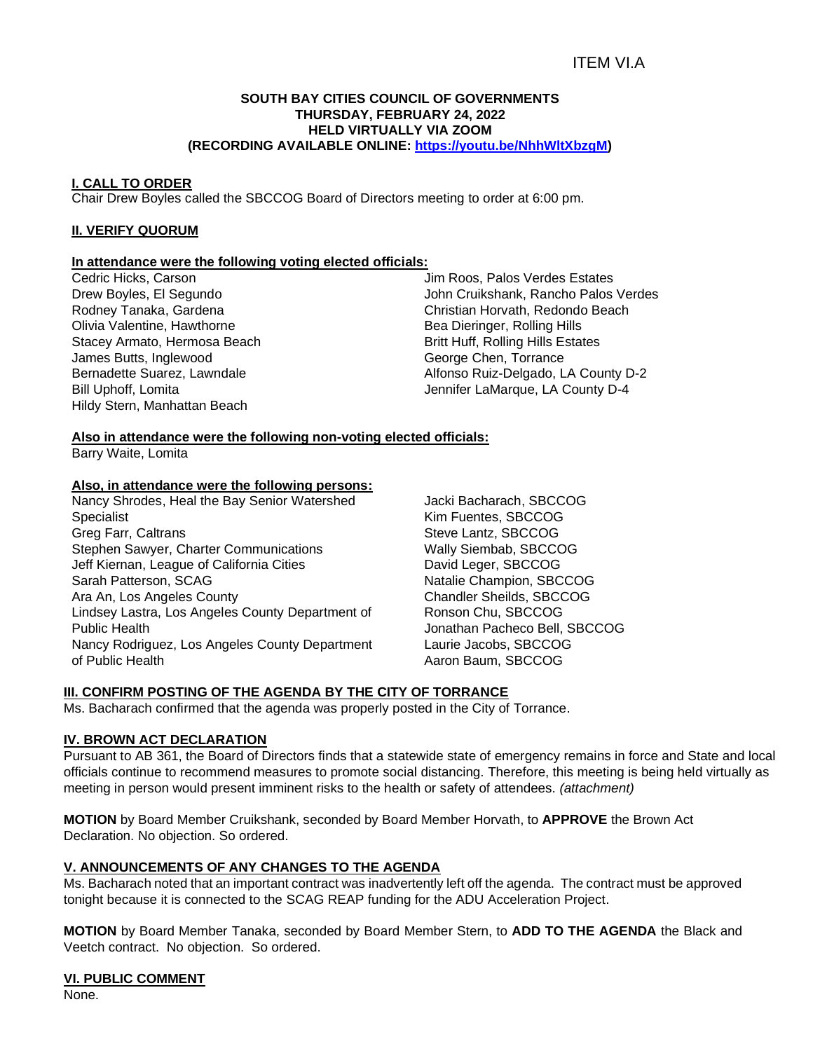ITEM VI.A

**SOUTH BAY CITIES COUNCIL OF GOVERNMENTS**
**THURSDAY, FEBRUARY 24, 2022**
**HELD VIRTUALLY VIA ZOOM**
**(RECORDING AVAILABLE ONLINE: https://youtu.be/NhhWltXbzgM)**

## I. CALL TO ORDER

Chair Drew Boyles called the SBCCOG Board of Directors meeting to order at 6:00 pm.

## II. VERIFY QUORUM

**In attendance were the following voting elected officials:**

Cedric Hicks, Carson
Drew Boyles, El Segundo
Rodney Tanaka, Gardena
Olivia Valentine, Hawthorne
Stacey Armato, Hermosa Beach
James Butts, Inglewood
Bernadette Suarez, Lawndale
Bill Uphoff, Lomita
Hildy Stern, Manhattan Beach
Jim Roos, Palos Verdes Estates
John Cruikshank, Rancho Palos Verdes
Christian Horvath, Redondo Beach
Bea Dieringer, Rolling Hills
Britt Huff, Rolling Hills Estates
George Chen, Torrance
Alfonso Ruiz-Delgado, LA County D-2
Jennifer LaMarque, LA County D-4

**Also in attendance were the following non-voting elected officials:**

Barry Waite, Lomita

**Also, in attendance were the following persons:**

Nancy Shrodes, Heal the Bay Senior Watershed Specialist
Greg Farr, Caltrans
Stephen Sawyer, Charter Communications
Jeff Kiernan, League of California Cities
Sarah Patterson, SCAG
Ara An, Los Angeles County
Lindsey Lastra, Los Angeles County Department of Public Health
Nancy Rodriguez, Los Angeles County Department of Public Health
Jacki Bacharach, SBCCOG
Kim Fuentes, SBCCOG
Steve Lantz, SBCCOG
Wally Siembab, SBCCOG
David Leger, SBCCOG
Natalie Champion, SBCCOG
Chandler Sheilds, SBCCOG
Ronson Chu, SBCCOG
Jonathan Pacheco Bell, SBCCOG
Laurie Jacobs, SBCCOG
Aaron Baum, SBCCOG

## III. CONFIRM POSTING OF THE AGENDA BY THE CITY OF TORRANCE

Ms. Bacharach confirmed that the agenda was properly posted in the City of Torrance.

## IV. BROWN ACT DECLARATION

Pursuant to AB 361, the Board of Directors finds that a statewide state of emergency remains in force and State and local officials continue to recommend measures to promote social distancing. Therefore, this meeting is being held virtually as meeting in person would present imminent risks to the health or safety of attendees. *(attachment)*

**MOTION** by Board Member Cruikshank, seconded by Board Member Horvath, to **APPROVE** the Brown Act Declaration. No objection. So ordered.

## V. ANNOUNCEMENTS OF ANY CHANGES TO THE AGENDA

Ms. Bacharach noted that an important contract was inadvertently left off the agenda. The contract must be approved tonight because it is connected to the SCAG REAP funding for the ADU Acceleration Project.

**MOTION** by Board Member Tanaka, seconded by Board Member Stern, to **ADD TO THE AGENDA** the Black and Veetch contract. No objection. So ordered.

## VI. PUBLIC COMMENT

None.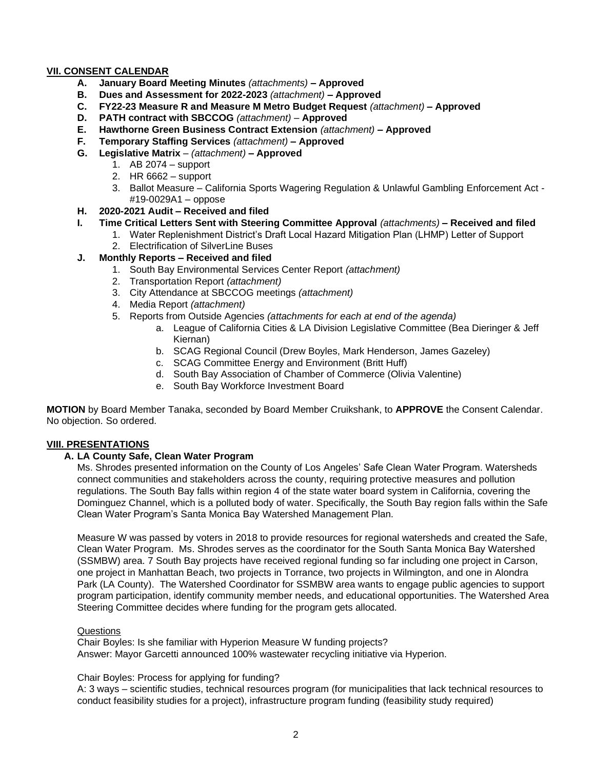## VII. CONSENT CALENDAR

- **A. January Board Meeting Minutes** *(attachments)* **– Approved**
- **B. Dues and Assessment for 2022-2023** *(attachment)* **– Approved**
- **C. FY22-23 Measure R and Measure M Metro Budget Request** *(attachment)* **– Approved**
- **D. PATH contract with SBCCOG** *(attachment)* – **Approved**
- **E. Hawthorne Green Business Contract Extension** *(attachment)* **– Approved**
- **F. Temporary Staffing Services** *(attachment)* **– Approved**
- **G. Legislative Matrix** – *(attachment)* **– Approved**
  1. AB 2074 – support
  2. HR 6662 – support
  3. Ballot Measure – California Sports Wagering Regulation & Unlawful Gambling Enforcement Act - #19-0029A1 – oppose
- **H. 2020-2021 Audit – Received and filed**
- **I. Time Critical Letters Sent with Steering Committee Approval** *(attachments)* **– Received and filed**
  1. Water Replenishment District's Draft Local Hazard Mitigation Plan (LHMP) Letter of Support
  2. Electrification of SilverLine Buses
- **J. Monthly Reports – Received and filed**
  1. South Bay Environmental Services Center Report *(attachment)*
  2. Transportation Report *(attachment)*
  3. City Attendance at SBCCOG meetings *(attachment)*
  4. Media Report *(attachment)*
  5. Reports from Outside Agencies *(attachments for each at end of the agenda)*
     - a. League of California Cities & LA Division Legislative Committee (Bea Dieringer & Jeff Kiernan)
     - b. SCAG Regional Council (Drew Boyles, Mark Henderson, James Gazeley)
     - c. SCAG Committee Energy and Environment (Britt Huff)
     - d. South Bay Association of Chamber of Commerce (Olivia Valentine)
     - e. South Bay Workforce Investment Board

**MOTION** by Board Member Tanaka, seconded by Board Member Cruikshank, to **APPROVE** the Consent Calendar. No objection. So ordered.

## VIII. PRESENTATIONS

### A. LA County Safe, Clean Water Program

Ms. Shrodes presented information on the County of Los Angeles' Safe Clean Water Program. Watersheds connect communities and stakeholders across the county, requiring protective measures and pollution regulations. The South Bay falls within region 4 of the state water board system in California, covering the Dominguez Channel, which is a polluted body of water. Specifically, the South Bay region falls within the Safe Clean Water Program's Santa Monica Bay Watershed Management Plan.

Measure W was passed by voters in 2018 to provide resources for regional watersheds and created the Safe, Clean Water Program. Ms. Shrodes serves as the coordinator for the South Santa Monica Bay Watershed (SSMBW) area. 7 South Bay projects have received regional funding so far including one project in Carson, one project in Manhattan Beach, two projects in Torrance, two projects in Wilmington, and one in Alondra Park (LA County). The Watershed Coordinator for SSMBW area wants to engage public agencies to support program participation, identify community member needs, and educational opportunities. The Watershed Area Steering Committee decides where funding for the program gets allocated.

Questions

Chair Boyles: Is she familiar with Hyperion Measure W funding projects?
Answer: Mayor Garcetti announced 100% wastewater recycling initiative via Hyperion.

Chair Boyles: Process for applying for funding?
A: 3 ways – scientific studies, technical resources program (for municipalities that lack technical resources to conduct feasibility studies for a project), infrastructure program funding (feasibility study required)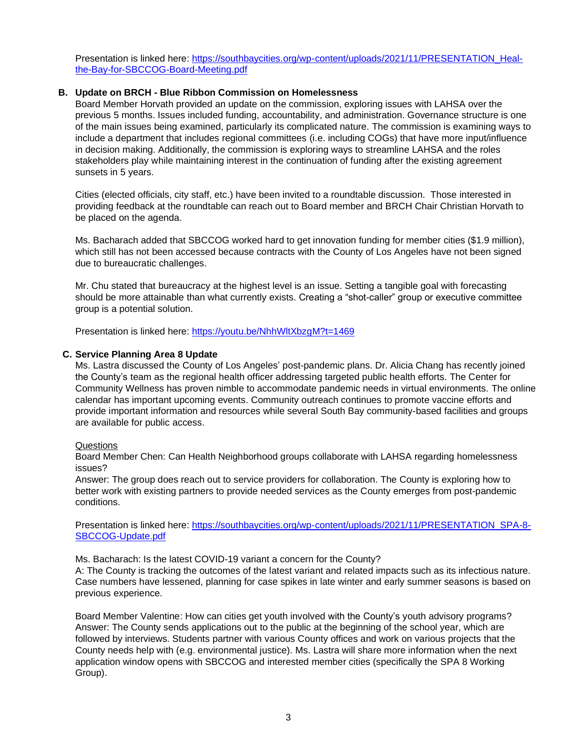Presentation is linked here: [https://southbaycities.org/wp-content/uploads/2021/11/PRESENTATION_Heal-the-Bay-for-SBCCOG-Board-Meeting.pdf](https://southbaycities.org/wp-content/uploads/2021/11/PRESENTATION_Heal-the-Bay-for-SBCCOG-Board-Meeting.pdf)

**B. Update on BRCH - Blue Ribbon Commission on Homelessness**

Board Member Horvath provided an update on the commission, exploring issues with LAHSA over the previous 5 months. Issues included funding, accountability, and administration. Governance structure is one of the main issues being examined, particularly its complicated nature. The commission is examining ways to include a department that includes regional committees (i.e. including COGs) that have more input/influence in decision making. Additionally, the commission is exploring ways to streamline LAHSA and the roles stakeholders play while maintaining interest in the continuation of funding after the existing agreement sunsets in 5 years.

Cities (elected officials, city staff, etc.) have been invited to a roundtable discussion. Those interested in providing feedback at the roundtable can reach out to Board member and BRCH Chair Christian Horvath to be placed on the agenda.

Ms. Bacharach added that SBCCOG worked hard to get innovation funding for member cities ($1.9 million), which still has not been accessed because contracts with the County of Los Angeles have not been signed due to bureaucratic challenges.

Mr. Chu stated that bureaucracy at the highest level is an issue. Setting a tangible goal with forecasting should be more attainable than what currently exists. Creating a "shot-caller" group or executive committee group is a potential solution.

Presentation is linked here: [https://youtu.be/NhhWltXbzgM?t=1469](https://youtu.be/NhhWltXbzgM?t=1469)

**C. Service Planning Area 8 Update**

Ms. Lastra discussed the County of Los Angeles' post-pandemic plans. Dr. Alicia Chang has recently joined the County's team as the regional health officer addressing targeted public health efforts. The Center for Community Wellness has proven nimble to accommodate pandemic needs in virtual environments. The online calendar has important upcoming events. Community outreach continues to promote vaccine efforts and provide important information and resources while several South Bay community-based facilities and groups are available for public access.

<u>Questions</u>

Board Member Chen: Can Health Neighborhood groups collaborate with LAHSA regarding homelessness issues?
Answer: The group does reach out to service providers for collaboration. The County is exploring how to better work with existing partners to provide needed services as the County emerges from post-pandemic conditions.

Presentation is linked here: [https://southbaycities.org/wp-content/uploads/2021/11/PRESENTATION_SPA-8-SBCCOG-Update.pdf](https://southbaycities.org/wp-content/uploads/2021/11/PRESENTATION_SPA-8-SBCCOG-Update.pdf)

Ms. Bacharach: Is the latest COVID-19 variant a concern for the County?
A: The County is tracking the outcomes of the latest variant and related impacts such as its infectious nature. Case numbers have lessened, planning for case spikes in late winter and early summer seasons is based on previous experience.

Board Member Valentine: How can cities get youth involved with the County's youth advisory programs?
Answer: The County sends applications out to the public at the beginning of the school year, which are followed by interviews. Students partner with various County offices and work on various projects that the County needs help with (e.g. environmental justice). Ms. Lastra will share more information when the next application window opens with SBCCOG and interested member cities (specifically the SPA 8 Working Group).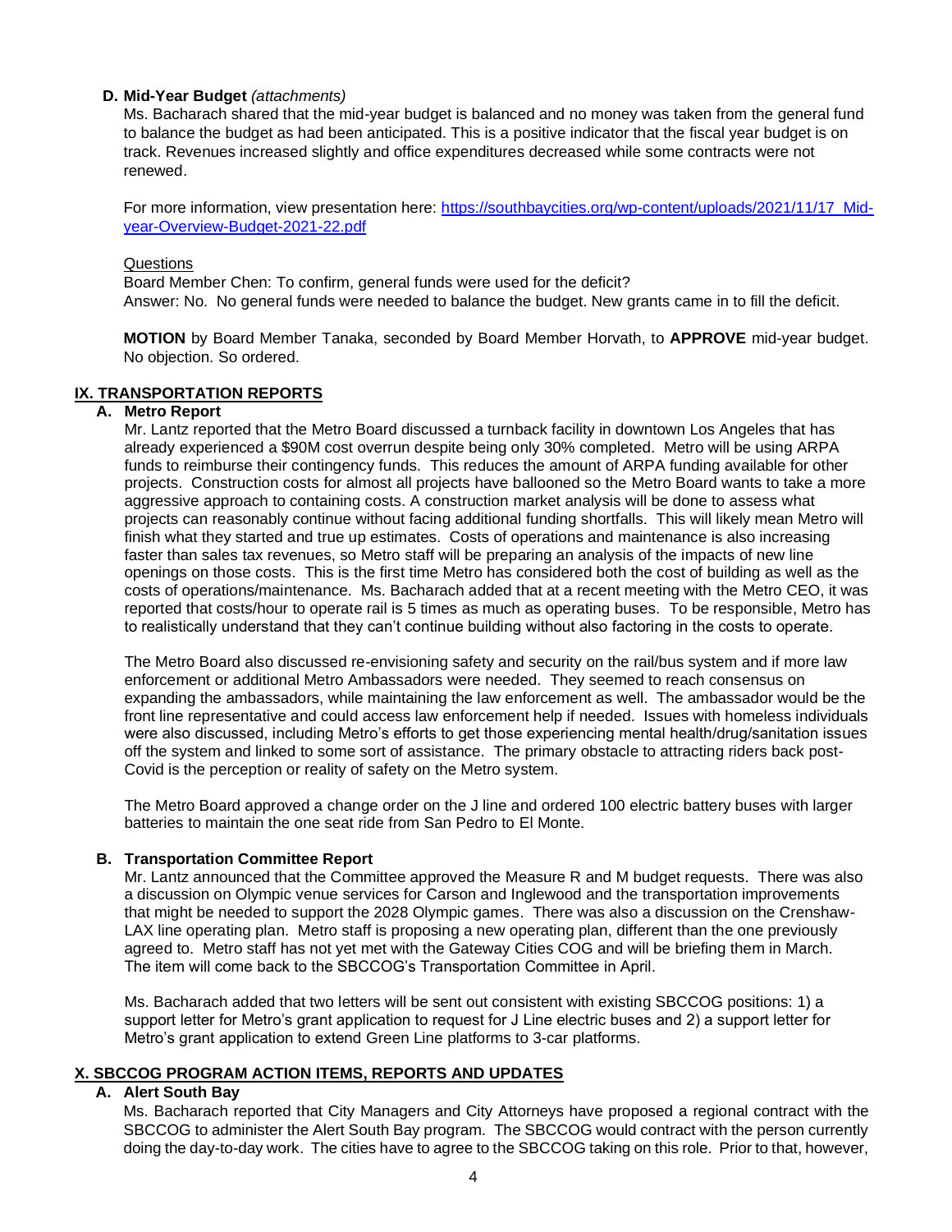### D. Mid-Year Budget *(attachments)*

Ms. Bacharach shared that the mid-year budget is balanced and no money was taken from the general fund to balance the budget as had been anticipated. This is a positive indicator that the fiscal year budget is on track. Revenues increased slightly and office expenditures decreased while some contracts were not renewed.

For more information, view presentation here: https://southbaycities.org/wp-content/uploads/2021/11/17_Mid-year-Overview-Budget-2021-22.pdf

Questions

Board Member Chen: To confirm, general funds were used for the deficit?
Answer: No. No general funds were needed to balance the budget. New grants came in to fill the deficit.

**MOTION** by Board Member Tanaka, seconded by Board Member Horvath, to **APPROVE** mid-year budget. No objection. So ordered.

## IX. TRANSPORTATION REPORTS

### A. Metro Report

Mr. Lantz reported that the Metro Board discussed a turnback facility in downtown Los Angeles that has already experienced a $90M cost overrun despite being only 30% completed. Metro will be using ARPA funds to reimburse their contingency funds. This reduces the amount of ARPA funding available for other projects. Construction costs for almost all projects have ballooned so the Metro Board wants to take a more aggressive approach to containing costs. A construction market analysis will be done to assess what projects can reasonably continue without facing additional funding shortfalls. This will likely mean Metro will finish what they started and true up estimates. Costs of operations and maintenance is also increasing faster than sales tax revenues, so Metro staff will be preparing an analysis of the impacts of new line openings on those costs. This is the first time Metro has considered both the cost of building as well as the costs of operations/maintenance. Ms. Bacharach added that at a recent meeting with the Metro CEO, it was reported that costs/hour to operate rail is 5 times as much as operating buses. To be responsible, Metro has to realistically understand that they can't continue building without also factoring in the costs to operate.

The Metro Board also discussed re-envisioning safety and security on the rail/bus system and if more law enforcement or additional Metro Ambassadors were needed. They seemed to reach consensus on expanding the ambassadors, while maintaining the law enforcement as well. The ambassador would be the front line representative and could access law enforcement help if needed. Issues with homeless individuals were also discussed, including Metro's efforts to get those experiencing mental health/drug/sanitation issues off the system and linked to some sort of assistance. The primary obstacle to attracting riders back post-Covid is the perception or reality of safety on the Metro system.

The Metro Board approved a change order on the J line and ordered 100 electric battery buses with larger batteries to maintain the one seat ride from San Pedro to El Monte.

### B. Transportation Committee Report

Mr. Lantz announced that the Committee approved the Measure R and M budget requests. There was also a discussion on Olympic venue services for Carson and Inglewood and the transportation improvements that might be needed to support the 2028 Olympic games. There was also a discussion on the Crenshaw-LAX line operating plan. Metro staff is proposing a new operating plan, different than the one previously agreed to. Metro staff has not yet met with the Gateway Cities COG and will be briefing them in March. The item will come back to the SBCCOG's Transportation Committee in April.

Ms. Bacharach added that two letters will be sent out consistent with existing SBCCOG positions: 1) a support letter for Metro's grant application to request for J Line electric buses and 2) a support letter for Metro's grant application to extend Green Line platforms to 3-car platforms.

## X. SBCCOG PROGRAM ACTION ITEMS, REPORTS AND UPDATES

### A. Alert South Bay

Ms. Bacharach reported that City Managers and City Attorneys have proposed a regional contract with the SBCCOG to administer the Alert South Bay program. The SBCCOG would contract with the person currently doing the day-to-day work. The cities have to agree to the SBCCOG taking on this role. Prior to that, however,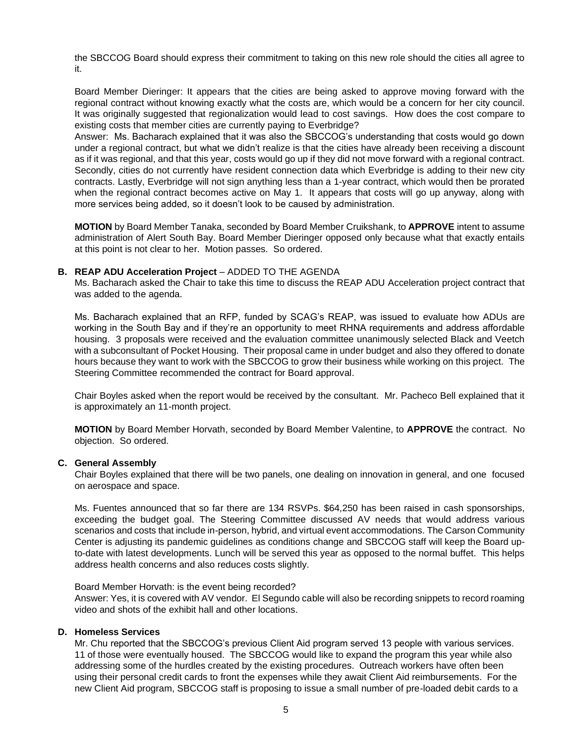the SBCCOG Board should express their commitment to taking on this new role should the cities all agree to it.

Board Member Dieringer: It appears that the cities are being asked to approve moving forward with the regional contract without knowing exactly what the costs are, which would be a concern for her city council. It was originally suggested that regionalization would lead to cost savings. How does the cost compare to existing costs that member cities are currently paying to Everbridge?
Answer: Ms. Bacharach explained that it was also the SBCCOG's understanding that costs would go down under a regional contract, but what we didn't realize is that the cities have already been receiving a discount as if it was regional, and that this year, costs would go up if they did not move forward with a regional contract. Secondly, cities do not currently have resident connection data which Everbridge is adding to their new city contracts. Lastly, Everbridge will not sign anything less than a 1-year contract, which would then be prorated when the regional contract becomes active on May 1. It appears that costs will go up anyway, along with more services being added, so it doesn't look to be caused by administration.

**MOTION** by Board Member Tanaka, seconded by Board Member Cruikshank, to **APPROVE** intent to assume administration of Alert South Bay. Board Member Dieringer opposed only because what that exactly entails at this point is not clear to her. Motion passes. So ordered.

**B. REAP ADU Acceleration Project** – ADDED TO THE AGENDA

Ms. Bacharach asked the Chair to take this time to discuss the REAP ADU Acceleration project contract that was added to the agenda.

Ms. Bacharach explained that an RFP, funded by SCAG's REAP, was issued to evaluate how ADUs are working in the South Bay and if they're an opportunity to meet RHNA requirements and address affordable housing. 3 proposals were received and the evaluation committee unanimously selected Black and Veetch with a subconsultant of Pocket Housing. Their proposal came in under budget and also they offered to donate hours because they want to work with the SBCCOG to grow their business while working on this project. The Steering Committee recommended the contract for Board approval.

Chair Boyles asked when the report would be received by the consultant. Mr. Pacheco Bell explained that it is approximately an 11-month project.

**MOTION** by Board Member Horvath, seconded by Board Member Valentine, to **APPROVE** the contract. No objection. So ordered.

**C. General Assembly**

Chair Boyles explained that there will be two panels, one dealing on innovation in general, and one focused on aerospace and space.

Ms. Fuentes announced that so far there are 134 RSVPs. $64,250 has been raised in cash sponsorships, exceeding the budget goal. The Steering Committee discussed AV needs that would address various scenarios and costs that include in-person, hybrid, and virtual event accommodations. The Carson Community Center is adjusting its pandemic guidelines as conditions change and SBCCOG staff will keep the Board up-to-date with latest developments. Lunch will be served this year as opposed to the normal buffet. This helps address health concerns and also reduces costs slightly.

Board Member Horvath: is the event being recorded?
Answer: Yes, it is covered with AV vendor. El Segundo cable will also be recording snippets to record roaming video and shots of the exhibit hall and other locations.

**D. Homeless Services**

Mr. Chu reported that the SBCCOG's previous Client Aid program served 13 people with various services. 11 of those were eventually housed. The SBCCOG would like to expand the program this year while also addressing some of the hurdles created by the existing procedures. Outreach workers have often been using their personal credit cards to front the expenses while they await Client Aid reimbursements. For the new Client Aid program, SBCCOG staff is proposing to issue a small number of pre-loaded debit cards to a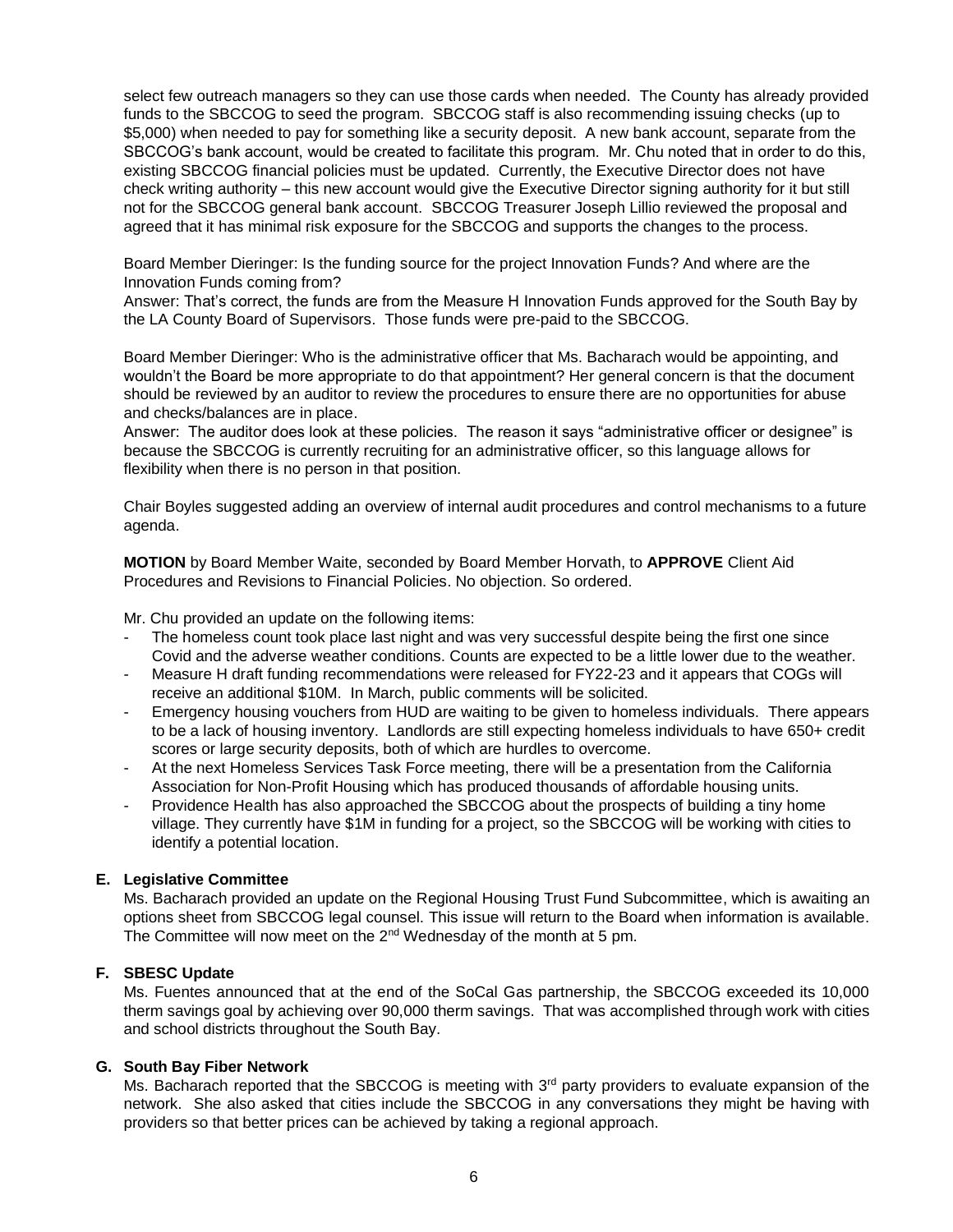select few outreach managers so they can use those cards when needed. The County has already provided funds to the SBCCOG to seed the program. SBCCOG staff is also recommending issuing checks (up to $5,000) when needed to pay for something like a security deposit. A new bank account, separate from the SBCCOG's bank account, would be created to facilitate this program. Mr. Chu noted that in order to do this, existing SBCCOG financial policies must be updated. Currently, the Executive Director does not have check writing authority – this new account would give the Executive Director signing authority for it but still not for the SBCCOG general bank account. SBCCOG Treasurer Joseph Lillio reviewed the proposal and agreed that it has minimal risk exposure for the SBCCOG and supports the changes to the process.

Board Member Dieringer: Is the funding source for the project Innovation Funds? And where are the Innovation Funds coming from?
Answer: That's correct, the funds are from the Measure H Innovation Funds approved for the South Bay by the LA County Board of Supervisors. Those funds were pre-paid to the SBCCOG.

Board Member Dieringer: Who is the administrative officer that Ms. Bacharach would be appointing, and wouldn't the Board be more appropriate to do that appointment? Her general concern is that the document should be reviewed by an auditor to review the procedures to ensure there are no opportunities for abuse and checks/balances are in place.
Answer: The auditor does look at these policies. The reason it says "administrative officer or designee" is because the SBCCOG is currently recruiting for an administrative officer, so this language allows for flexibility when there is no person in that position.

Chair Boyles suggested adding an overview of internal audit procedures and control mechanisms to a future agenda.

**MOTION** by Board Member Waite, seconded by Board Member Horvath, to **APPROVE** Client Aid Procedures and Revisions to Financial Policies. No objection. So ordered.

Mr. Chu provided an update on the following items:

- The homeless count took place last night and was very successful despite being the first one since Covid and the adverse weather conditions. Counts are expected to be a little lower due to the weather.
- Measure H draft funding recommendations were released for FY22-23 and it appears that COGs will receive an additional $10M. In March, public comments will be solicited.
- Emergency housing vouchers from HUD are waiting to be given to homeless individuals. There appears to be a lack of housing inventory. Landlords are still expecting homeless individuals to have 650+ credit scores or large security deposits, both of which are hurdles to overcome.
- At the next Homeless Services Task Force meeting, there will be a presentation from the California Association for Non-Profit Housing which has produced thousands of affordable housing units.
- Providence Health has also approached the SBCCOG about the prospects of building a tiny home village. They currently have $1M in funding for a project, so the SBCCOG will be working with cities to identify a potential location.

### E. Legislative Committee

Ms. Bacharach provided an update on the Regional Housing Trust Fund Subcommittee, which is awaiting an options sheet from SBCCOG legal counsel. This issue will return to the Board when information is available. The Committee will now meet on the 2nd Wednesday of the month at 5 pm.

### F. SBESC Update

Ms. Fuentes announced that at the end of the SoCal Gas partnership, the SBCCOG exceeded its 10,000 therm savings goal by achieving over 90,000 therm savings. That was accomplished through work with cities and school districts throughout the South Bay.

### G. South Bay Fiber Network

Ms. Bacharach reported that the SBCCOG is meeting with 3rd party providers to evaluate expansion of the network. She also asked that cities include the SBCCOG in any conversations they might be having with providers so that better prices can be achieved by taking a regional approach.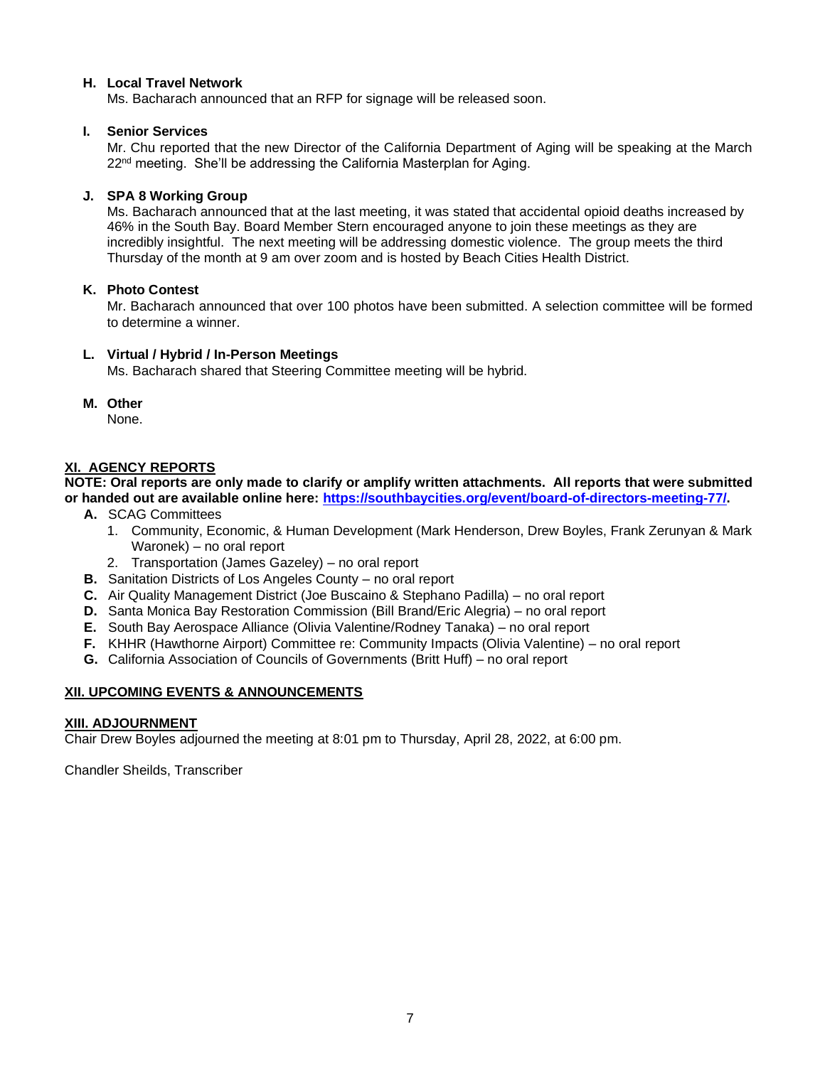**H. Local Travel Network**

Ms. Bacharach announced that an RFP for signage will be released soon.

**I. Senior Services**

Mr. Chu reported that the new Director of the California Department of Aging will be speaking at the March 22nd meeting. She'll be addressing the California Masterplan for Aging.

**J. SPA 8 Working Group**

Ms. Bacharach announced that at the last meeting, it was stated that accidental opioid deaths increased by 46% in the South Bay. Board Member Stern encouraged anyone to join these meetings as they are incredibly insightful. The next meeting will be addressing domestic violence. The group meets the third Thursday of the month at 9 am over zoom and is hosted by Beach Cities Health District.

**K. Photo Contest**

Mr. Bacharach announced that over 100 photos have been submitted. A selection committee will be formed to determine a winner.

**L. Virtual / Hybrid / In-Person Meetings**

Ms. Bacharach shared that Steering Committee meeting will be hybrid.

**M. Other**

None.

## XI. AGENCY REPORTS

**NOTE: Oral reports are only made to clarify or amplify written attachments. All reports that were submitted or handed out are available online here: https://southbaycities.org/event/board-of-directors-meeting-77/.**

**A.** SCAG Committees
   1. Community, Economic, & Human Development (Mark Henderson, Drew Boyles, Frank Zerunyan & Mark Waronek) – no oral report
   2. Transportation (James Gazeley) – no oral report

**B.** Sanitation Districts of Los Angeles County – no oral report

**C.** Air Quality Management District (Joe Buscaino & Stephano Padilla) – no oral report

**D.** Santa Monica Bay Restoration Commission (Bill Brand/Eric Alegria) – no oral report

**E.** South Bay Aerospace Alliance (Olivia Valentine/Rodney Tanaka) – no oral report

**F.** KHHR (Hawthorne Airport) Committee re: Community Impacts (Olivia Valentine) – no oral report

**G.** California Association of Councils of Governments (Britt Huff) – no oral report

## XII. UPCOMING EVENTS & ANNOUNCEMENTS

## XIII. ADJOURNMENT

Chair Drew Boyles adjourned the meeting at 8:01 pm to Thursday, April 28, 2022, at 6:00 pm.

Chandler Sheilds, Transcriber